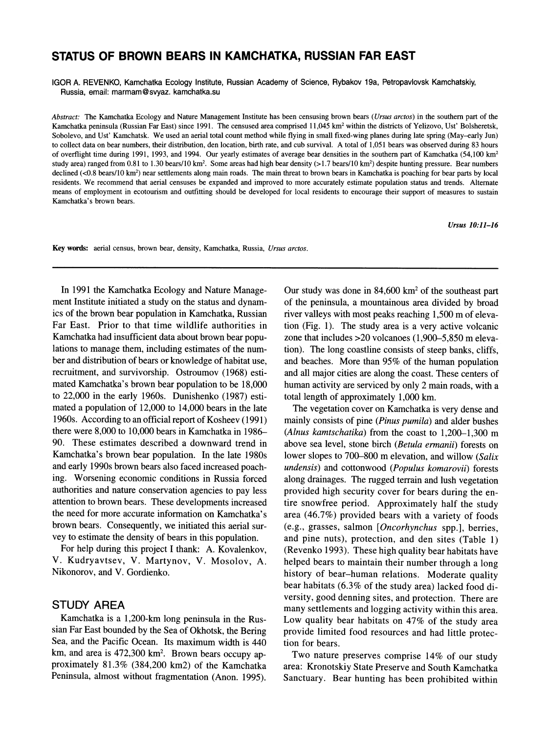# STATUS OF BROWN BEARS IN KAMCHATKA, RUSSIAN FAR EAST

IGOR A. REVENKO, Kamchatka Ecology Institute, Russian Academy of Science, Rybakov 19a, Petropavlovsk Kamchatskiy, Russia, email: marmam@svyaz. kamchatka.su

*Abstract:* The Kamchatka Ecology and Nature Management Institute has been censusing brown bears (*Ursus arctos*) in the southern part of the Kamchatka peninsula (Russian Far East) since 1991. The censused area comprised 11,045 km$^2$ within the districts of Yelizovo, Ust' Bolsheretsk, Sobolevo, and Ust' Kamchatsk. We used an aerial total count method while flying in small fixed-wing planes during late spring (May–early Jun) to collect data on bear numbers, their distribution, den location, birth rate, and cub survival. A total of 1,051 bears was observed during 83 hours of overflight time during 1991, 1993, and 1994. Our yearly estimates of average bear densities in the southern part of Kamchatka (54,100 km$^2$ study area) ranged from 0.81 to 1.30 bears/10 km$^2$. Some areas had high bear density (>1.7 bears/10 km$^2$) despite hunting pressure. Bear numbers declined (<0.8 bears/10 km$^2$) near settlements along main roads. The main threat to brown bears in Kamchatka is poaching for bear parts by local residents. We recommend that aerial censuses be expanded and improved to more accurately estimate population status and trends. Alternate means of employment in ecotourism and outfitting should be developed for local residents to encourage their support of measures to sustain Kamchatka's brown bears.

*Ursus 10:11–16*

**Key words:** aerial census, brown bear, density, Kamchatka, Russia, *Ursus arctos*.

In 1991 the Kamchatka Ecology and Nature Management Institute initiated a study on the status and dynamics of the brown bear population in Kamchatka, Russian Far East. Prior to that time wildlife authorities in Kamchatka had insufficient data about brown bear populations to manage them, including estimates of the number and distribution of bears or knowledge of habitat use, recruitment, and survivorship. Ostroumov (1968) estimated Kamchatka's brown bear population to be 18,000 to 22,000 in the early 1960s. Dunishenko (1987) estimated a population of 12,000 to 14,000 bears in the late 1960s. According to an official report of Kosheev (1991) there were 8,000 to 10,000 bears in Kamchatka in 1986–90. These estimates described a downward trend in Kamchatka's brown bear population. In the late 1980s and early 1990s brown bears also faced increased poaching. Worsening economic conditions in Russia forced authorities and nature conservation agencies to pay less attention to brown bears. These developments increased the need for more accurate information on Kamchatka's brown bears. Consequently, we initiated this aerial survey to estimate the density of bears in this population.

For help during this project I thank: A. Kovalenkov, V. Kudryavtsev, V. Martynov, V. Mosolov, A. Nikonorov, and V. Gordienko.

## STUDY AREA

Kamchatka is a 1,200-km long peninsula in the Russian Far East bounded by the Sea of Okhotsk, the Bering Sea, and the Pacific Ocean. Its maximum width is 440 km, and area is 472,300 km$^2$. Brown bears occupy approximately 81.3% (384,200 km2) of the Kamchatka Peninsula, almost without fragmentation (Anon. 1995). Our study was done in 84,600 km$^2$ of the southeast part of the peninsula, a mountainous area divided by broad river valleys with most peaks reaching 1,500 m of elevation (Fig. 1). The study area is a very active volcanic zone that includes >20 volcanoes (1,900–5,850 m elevation). The long coastline consists of steep banks, cliffs, and beaches. More than 95% of the human population and all major cities are along the coast. These centers of human activity are serviced by only 2 main roads, with a total length of approximately 1,000 km.

The vegetation cover on Kamchatka is very dense and mainly consists of pine (*Pinus pumila*) and alder bushes (*Alnus kamtschatika*) from the coast to 1,200–1,300 m above sea level, stone birch (*Betula ermanii*) forests on lower slopes to 700–800 m elevation, and willow (*Salix undensis*) and cottonwood (*Populus komarovii*) forests along drainages. The rugged terrain and lush vegetation provided high security cover for bears during the entire snowfree period. Approximately half the study area (46.7%) provided bears with a variety of foods (e.g., grasses, salmon [*Oncorhynchus* spp.], berries, and pine nuts), protection, and den sites (Table 1) (Revenko 1993). These high quality bear habitats have helped bears to maintain their number through a long history of bear–human relations. Moderate quality bear habitats (6.3% of the study area) lacked food diversity, good denning sites, and protection. There are many settlements and logging activity within this area. Low quality bear habitats on 47% of the study area provide limited food resources and had little protection for bears.

Two nature preserves comprise 14% of our study area: Kronotskiy State Preserve and South Kamchatka Sanctuary. Bear hunting has been prohibited within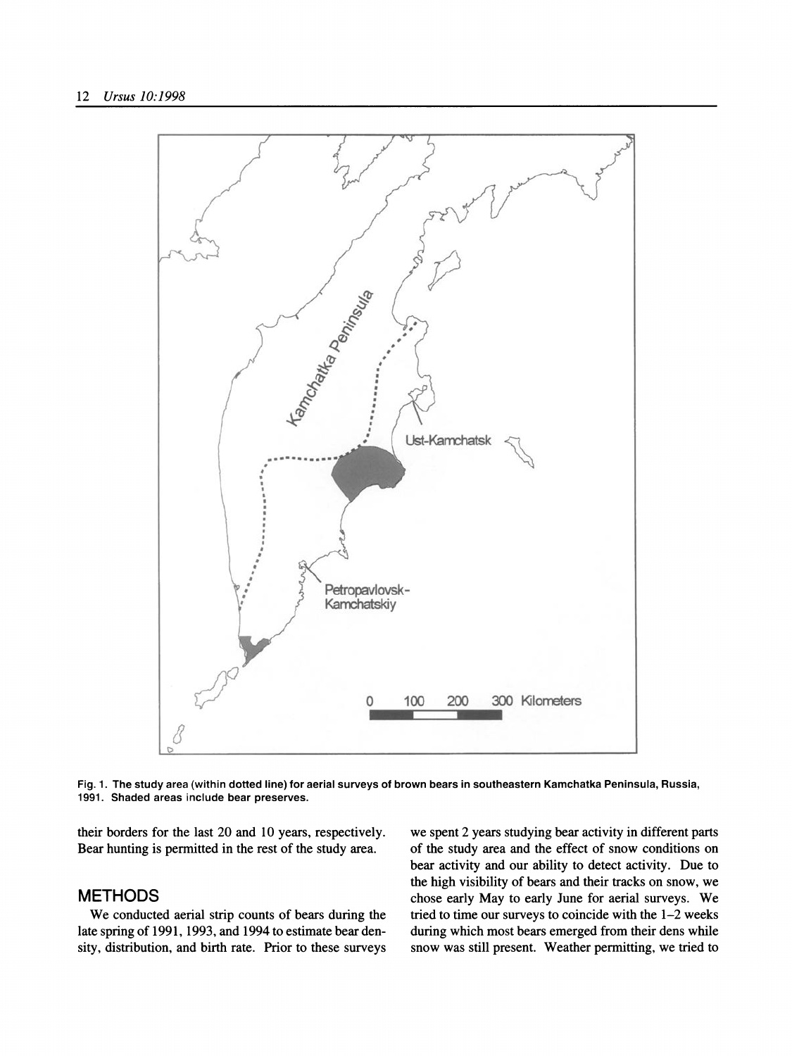Fig. 1. The study area (within dotted line) for aerial surveys of brown bears in southeastern Kamchatka Peninsula, Russia, 1991. Shaded areas include bear preserves.

their borders for the last 20 and 10 years, respectively. Bear hunting is permitted in the rest of the study area.

## METHODS

We conducted aerial strip counts of bears during the late spring of 1991, 1993, and 1994 to estimate bear density, distribution, and birth rate. Prior to these surveys we spent 2 years studying bear activity in different parts of the study area and the effect of snow conditions on bear activity and our ability to detect activity. Due to the high visibility of bears and their tracks on snow, we chose early May to early June for aerial surveys. We tried to time our surveys to coincide with the 1–2 weeks during which most bears emerged from their dens while snow was still present. Weather permitting, we tried to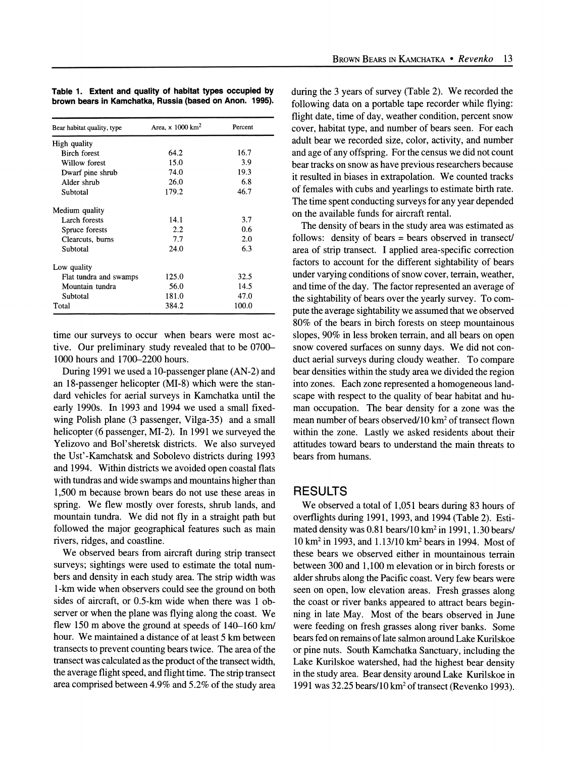**Table 1. Extent and quality of habitat types occupied by brown bears in Kamchatka, Russia (based on Anon. 1995).**

| Bear habitat quality, type | Area, x 1000 km$^2$ | Percent |
|---|---|---|
| High quality | | |
| Birch forest | 64.2 | 16.7 |
| Willow forest | 15.0 | 3.9 |
| Dwarf pine shrub | 74.0 | 19.3 |
| Alder shrub | 26.0 | 6.8 |
| Subtotal | 179.2 | 46.7 |
| Medium quality | | |
| Larch forests | 14.1 | 3.7 |
| Spruce forests | 2.2 | 0.6 |
| Clearcuts, burns | 7.7 | 2.0 |
| Subtotal | 24.0 | 6.3 |
| Low quality | | |
| Flat tundra and swamps | 125.0 | 32.5 |
| Mountain tundra | 56.0 | 14.5 |
| Subtotal | 181.0 | 47.0 |
| Total | 384.2 | 100.0 |

time our surveys to occur when bears were most active. Our preliminary study revealed that to be 0700–1000 hours and 1700–2200 hours.

During 1991 we used a 10-passenger plane (AN-2) and an 18-passenger helicopter (MI-8) which were the standard vehicles for aerial surveys in Kamchatka until the early 1990s. In 1993 and 1994 we used a small fixed-wing Polish plane (3 passenger, Vilga-35) and a small helicopter (6 passenger, MI-2). In 1991 we surveyed the Yelizovo and Bol'sheretsk districts. We also surveyed the Ust'-Kamchatsk and Sobolevo districts during 1993 and 1994. Within districts we avoided open coastal flats with tundras and wide swamps and mountains higher than 1,500 m because brown bears do not use these areas in spring. We flew mostly over forests, shrub lands, and mountain tundra. We did not fly in a straight path but followed the major geographical features such as main rivers, ridges, and coastline.

We observed bears from aircraft during strip transect surveys; sightings were used to estimate the total numbers and density in each study area. The strip width was 1-km wide when observers could see the ground on both sides of aircraft, or 0.5-km wide when there was 1 observer or when the plane was flying along the coast. We flew 150 m above the ground at speeds of 140–160 km/hour. We maintained a distance of at least 5 km between transects to prevent counting bears twice. The area of the transect was calculated as the product of the transect width, the average flight speed, and flight time. The strip transect area comprised between 4.9% and 5.2% of the study area during the 3 years of survey (Table 2). We recorded the following data on a portable tape recorder while flying: flight date, time of day, weather condition, percent snow cover, habitat type, and number of bears seen. For each adult bear we recorded size, color, activity, and number and age of any offspring. For the census we did not count bear tracks on snow as have previous researchers because it resulted in biases in extrapolation. We counted tracks of females with cubs and yearlings to estimate birth rate. The time spent conducting surveys for any year depended on the available funds for aircraft rental.

The density of bears in the study area was estimated as follows: density of bears = bears observed in transect/area of strip transect. I applied area-specific correction factors to account for the different sightability of bears under varying conditions of snow cover, terrain, weather, and time of the day. The factor represented an average of the sightability of bears over the yearly survey. To compute the average sightability we assumed that we observed 80% of the bears in birch forests on steep mountainous slopes, 90% in less broken terrain, and all bears on open snow covered surfaces on sunny days. We did not conduct aerial surveys during cloudy weather. To compare bear densities within the study area we divided the region into zones. Each zone represented a homogeneous landscape with respect to the quality of bear habitat and human occupation. The bear density for a zone was the mean number of bears observed/10 km$^2$ of transect flown within the zone. Lastly we asked residents about their attitudes toward bears to understand the main threats to bears from humans.

## RESULTS

We observed a total of 1,051 bears during 83 hours of overflights during 1991, 1993, and 1994 (Table 2). Estimated density was 0.81 bears/10 km$^2$ in 1991, 1.30 bears/10 km$^2$ in 1993, and 1.13/10 km$^2$ bears in 1994. Most of these bears we observed either in mountainous terrain between 300 and 1,100 m elevation or in birch forests or alder shrubs along the Pacific coast. Very few bears were seen on open, low elevation areas. Fresh grasses along the coast or river banks appeared to attract bears beginning in late May. Most of the bears observed in June were feeding on fresh grasses along river banks. Some bears fed on remains of late salmon around Lake Kurilskoe or pine nuts. South Kamchatka Sanctuary, including the Lake Kurilskoe watershed, had the highest bear density in the study area. Bear density around Lake Kurilskoe in 1991 was 32.25 bears/10 km$^2$ of transect (Revenko 1993).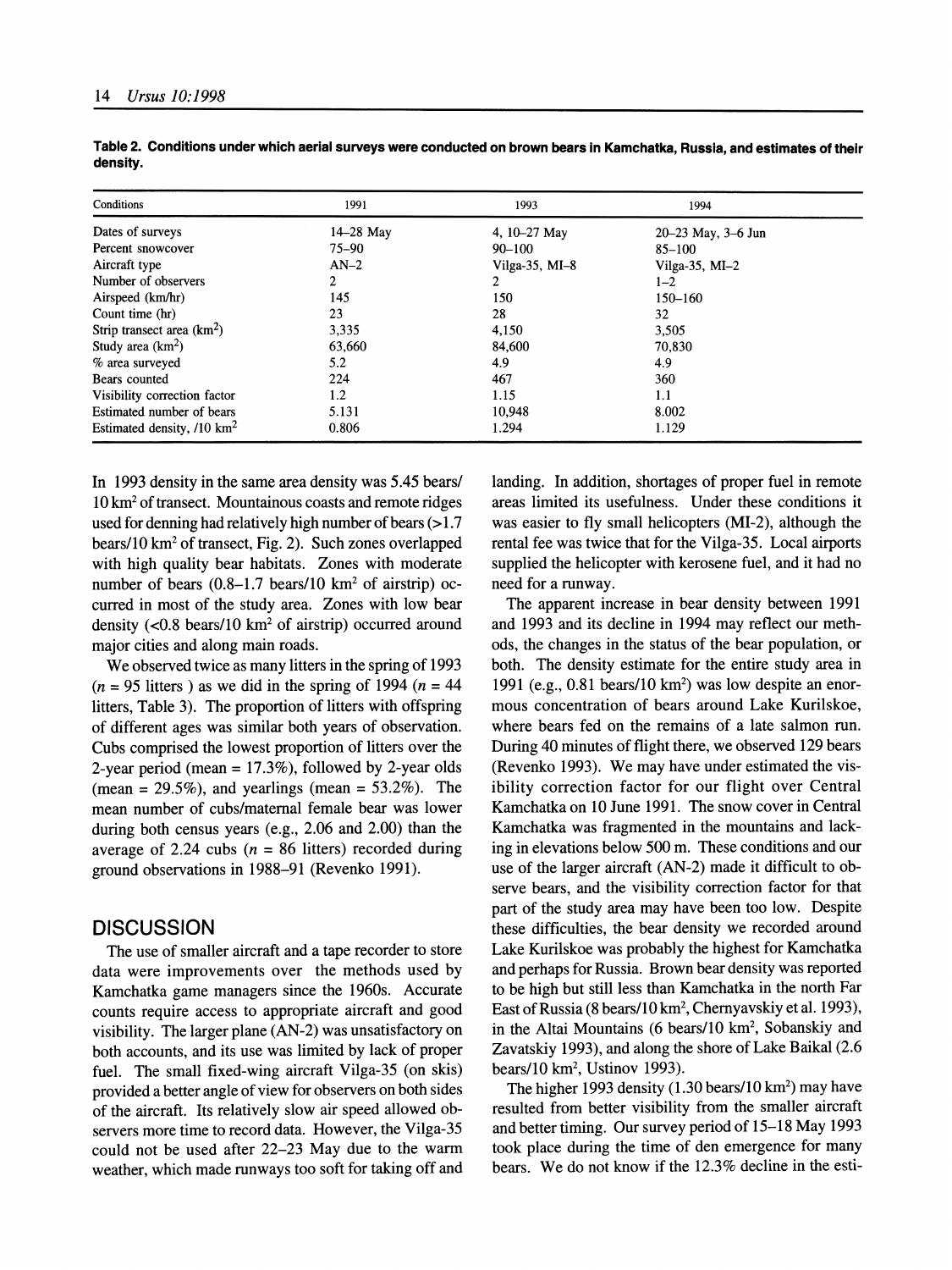**Table 2. Conditions under which aerial surveys were conducted on brown bears in Kamchatka, Russia, and estimates of their density.**

| Conditions | 1991 | 1993 | 1994 |
|---|---|---|---|
| Dates of surveys | 14–28 May | 4, 10–27 May | 20–23 May, 3–6 Jun |
| Percent snowcover | 75–90 | 90–100 | 85–100 |
| Aircraft type | AN–2 | Vilga-35, MI–8 | Vilga-35, MI–2 |
| Number of observers | 2 | 2 | 1–2 |
| Airspeed (km/hr) | 145 | 150 | 150–160 |
| Count time (hr) | 23 | 28 | 32 |
| Strip transect area (km$^2$) | 3,335 | 4,150 | 3,505 |
| Study area (km$^2$) | 63,660 | 84,600 | 70,830 |
| % area surveyed | 5.2 | 4.9 | 4.9 |
| Bears counted | 224 | 467 | 360 |
| Visibility correction factor | 1.2 | 1.15 | 1.1 |
| Estimated number of bears | 5.131 | 10,948 | 8.002 |
| Estimated density, /10 km$^2$ | 0.806 | 1.294 | 1.129 |

In 1993 density in the same area density was 5.45 bears/10 km$^2$ of transect. Mountainous coasts and remote ridges used for denning had relatively high number of bears (>1.7 bears/10 km$^2$ of transect, Fig. 2). Such zones overlapped with high quality bear habitats. Zones with moderate number of bears (0.8–1.7 bears/10 km$^2$ of airstrip) occurred in most of the study area. Zones with low bear density (<0.8 bears/10 km$^2$ of airstrip) occurred around major cities and along main roads.

We observed twice as many litters in the spring of 1993 ($n$ = 95 litters ) as we did in the spring of 1994 ($n$ = 44 litters, Table 3). The proportion of litters with offspring of different ages was similar both years of observation. Cubs comprised the lowest proportion of litters over the 2-year period (mean = 17.3%), followed by 2-year olds (mean = 29.5%), and yearlings (mean = 53.2%). The mean number of cubs/maternal female bear was lower during both census years (e.g., 2.06 and 2.00) than the average of 2.24 cubs ($n$ = 86 litters) recorded during ground observations in 1988–91 (Revenko 1991).

## DISCUSSION

The use of smaller aircraft and a tape recorder to store data were improvements over the methods used by Kamchatka game managers since the 1960s. Accurate counts require access to appropriate aircraft and good visibility. The larger plane (AN-2) was unsatisfactory on both accounts, and its use was limited by lack of proper fuel. The small fixed-wing aircraft Vilga-35 (on skis) provided a better angle of view for observers on both sides of the aircraft. Its relatively slow air speed allowed observers more time to record data. However, the Vilga-35 could not be used after 22–23 May due to the warm weather, which made runways too soft for taking off and landing. In addition, shortages of proper fuel in remote areas limited its usefulness. Under these conditions it was easier to fly small helicopters (MI-2), although the rental fee was twice that for the Vilga-35. Local airports supplied the helicopter with kerosene fuel, and it had no need for a runway.

The apparent increase in bear density between 1991 and 1993 and its decline in 1994 may reflect our methods, the changes in the status of the bear population, or both. The density estimate for the entire study area in 1991 (e.g., 0.81 bears/10 km$^2$) was low despite an enormous concentration of bears around Lake Kurilskoe, where bears fed on the remains of a late salmon run. During 40 minutes of flight there, we observed 129 bears (Revenko 1993). We may have under estimated the visibility correction factor for our flight over Central Kamchatka on 10 June 1991. The snow cover in Central Kamchatka was fragmented in the mountains and lacking in elevations below 500 m. These conditions and our use of the larger aircraft (AN-2) made it difficult to observe bears, and the visibility correction factor for that part of the study area may have been too low. Despite these difficulties, the bear density we recorded around Lake Kurilskoe was probably the highest for Kamchatka and perhaps for Russia. Brown bear density was reported to be high but still less than Kamchatka in the north Far East of Russia (8 bears/10 km$^2$, Chernyavskiy et al. 1993), in the Altai Mountains (6 bears/10 km$^2$, Sobanskiy and Zavatskiy 1993), and along the shore of Lake Baikal (2.6 bears/10 km$^2$, Ustinov 1993).

The higher 1993 density (1.30 bears/10 km$^2$) may have resulted from better visibility from the smaller aircraft and better timing. Our survey period of 15–18 May 1993 took place during the time of den emergence for many bears. We do not know if the 12.3% decline in the esti-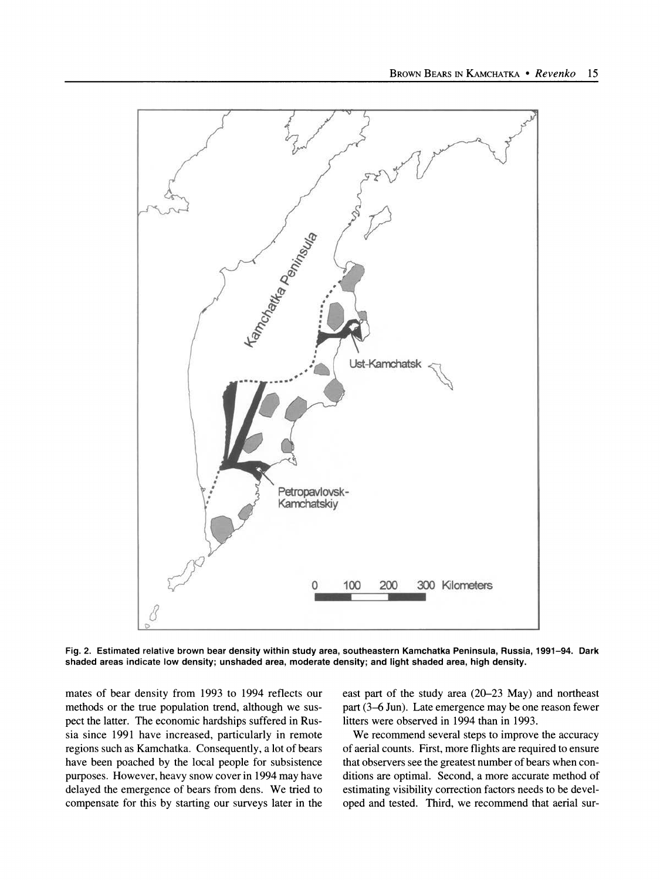Fig. 2. Estimated relative brown bear density within study area, southeastern Kamchatka Peninsula, Russia, 1991–94. Dark shaded areas indicate low density; unshaded area, moderate density; and light shaded area, high density.

mates of bear density from 1993 to 1994 reflects our methods or the true population trend, although we suspect the latter. The economic hardships suffered in Russia since 1991 have increased, particularly in remote regions such as Kamchatka. Consequently, a lot of bears have been poached by the local people for subsistence purposes. However, heavy snow cover in 1994 may have delayed the emergence of bears from dens. We tried to compensate for this by starting our surveys later in the east part of the study area (20–23 May) and northeast part (3–6 Jun). Late emergence may be one reason fewer litters were observed in 1994 than in 1993.

We recommend several steps to improve the accuracy of aerial counts. First, more flights are required to ensure that observers see the greatest number of bears when conditions are optimal. Second, a more accurate method of estimating visibility correction factors needs to be developed and tested. Third, we recommend that aerial sur-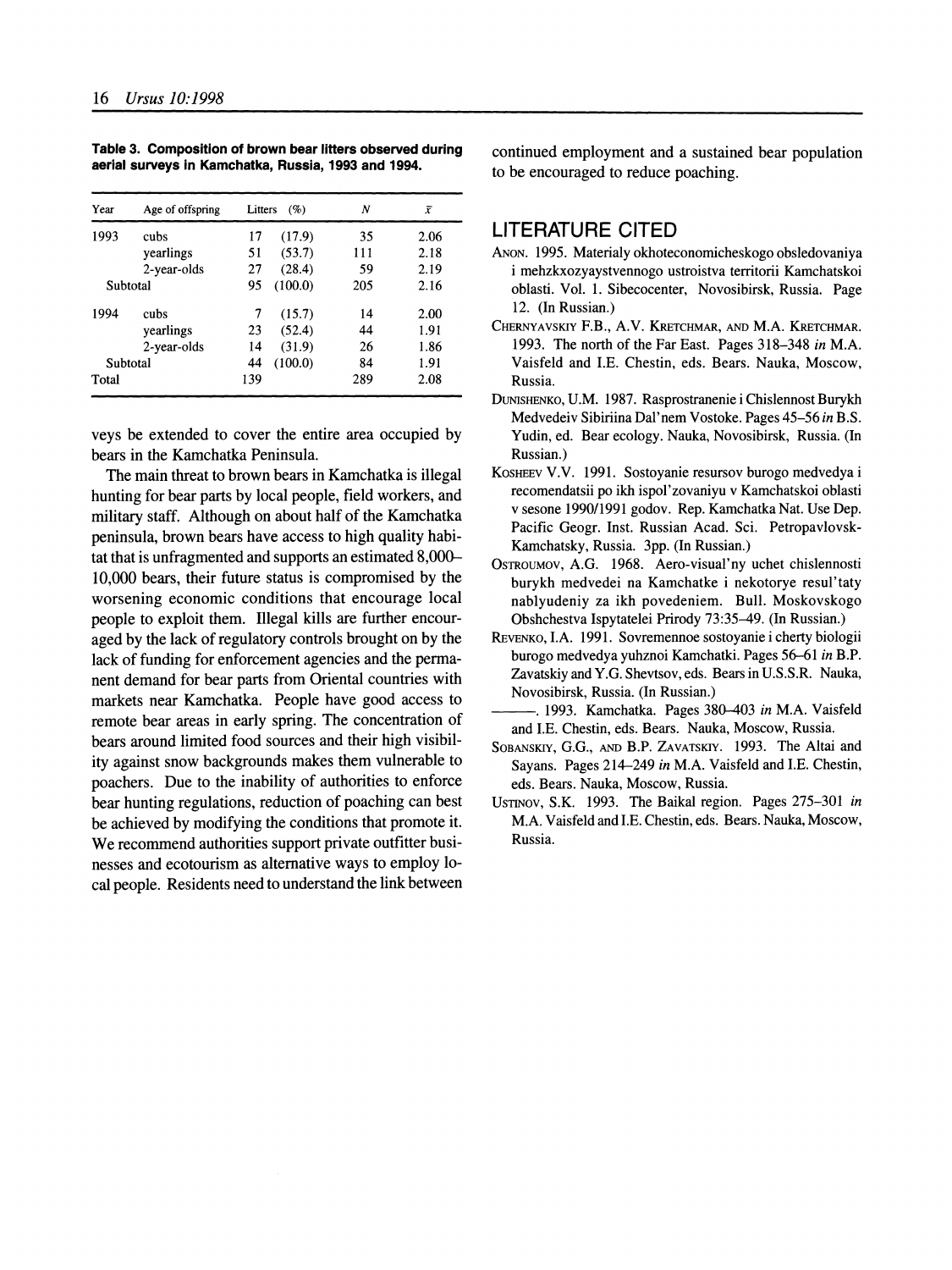**Table 3. Composition of brown bear litters observed during aerial surveys in Kamchatka, Russia, 1993 and 1994.**

| Year | Age of offspring | Litters | (%) | N | $\bar{x}$ |
|---|---|---|---|---|---|
| 1993 | cubs | 17 | (17.9) | 35 | 2.06 |
| | yearlings | 51 | (53.7) | 111 | 2.18 |
| | 2-year-olds | 27 | (28.4) | 59 | 2.19 |
| Subtotal | | 95 | (100.0) | 205 | 2.16 |
| 1994 | cubs | 7 | (15.7) | 14 | 2.00 |
| | yearlings | 23 | (52.4) | 44 | 1.91 |
| | 2-year-olds | 14 | (31.9) | 26 | 1.86 |
| Subtotal | | 44 | (100.0) | 84 | 1.91 |
| Total | | 139 | | 289 | 2.08 |

veys be extended to cover the entire area occupied by bears in the Kamchatka Peninsula.

The main threat to brown bears in Kamchatka is illegal hunting for bear parts by local people, field workers, and military staff. Although on about half of the Kamchatka peninsula, brown bears have access to high quality habitat that is unfragmented and supports an estimated 8,000–10,000 bears, their future status is compromised by the worsening economic conditions that encourage local people to exploit them. Illegal kills are further encouraged by the lack of regulatory controls brought on by the lack of funding for enforcement agencies and the permanent demand for bear parts from Oriental countries with markets near Kamchatka. People have good access to remote bear areas in early spring. The concentration of bears around limited food sources and their high visibility against snow backgrounds makes them vulnerable to poachers. Due to the inability of authorities to enforce bear hunting regulations, reduction of poaching can best be achieved by modifying the conditions that promote it. We recommend authorities support private outfitter businesses and ecotourism as alternative ways to employ local people. Residents need to understand the link between continued employment and a sustained bear population to be encouraged to reduce poaching.

## LITERATURE CITED

Anon. 1995. Materialy okhotecono micheskogo obsledovaniya i mehzkxozyaystvennogo ustroistva territorii Kamchatskoi oblasti. Vol. 1. Sibecocenter, Novosibirsk, Russia. Page 12. (In Russian.)

Chernyavskiy F.B., A.V. Kretchmar, and M.A. Kretchmar. 1993. The north of the Far East. Pages 318–348 *in* M.A. Vaisfeld and I.E. Chestin, eds. Bears. Nauka, Moscow, Russia.

Dunishenko, U.M. 1987. Rasprostranenie i Chislennost Burykh Medvedeiv Sibiriina Dal'nem Vostoke. Pages 45–56 *in* B.S. Yudin, ed. Bear ecology. Nauka, Novosibirsk, Russia. (In Russian.)

Kosheev V.V. 1991. Sostoyanie resursov burogo medvedya i recomendatsii po ikh ispol'zovaniyu v Kamchatskoi oblasti v sesone 1990/1991 godov. Rep. Kamchatka Nat. Use Dep. Pacific Geogr. Inst. Russian Acad. Sci. Petropavlovsk-Kamchatsky, Russia. 3pp. (In Russian.)

Ostroumov, A.G. 1968. Aero-visual'ny uchet chislennosti burykh medvedei na Kamchatke i nekotorye resul'taty nablyudeniy za ikh povedeniem. Bull. Moskovskogo Obshchestva Ispytatelei Prirody 73:35–49. (In Russian.)

Revenko, I.A. 1991. Sovremennoe sostoyanie i cherty biologii burogo medvedya yuhznoi Kamchatki. Pages 56–61 *in* B.P. Zavatskiy and Y.G. Shevtsov, eds. Bears in U.S.S.R. Nauka, Novosibirsk, Russia. (In Russian.)

———. 1993. Kamchatka. Pages 380–403 *in* M.A. Vaisfeld and I.E. Chestin, eds. Bears. Nauka, Moscow, Russia.

Sobanskiy, G.G., and B.P. Zavatskiy. 1993. The Altai and Sayans. Pages 214–249 *in* M.A. Vaisfeld and I.E. Chestin, eds. Bears. Nauka, Moscow, Russia.

Ustinov, S.K. 1993. The Baikal region. Pages 275–301 *in* M.A. Vaisfeld and I.E. Chestin, eds. Bears. Nauka, Moscow, Russia.